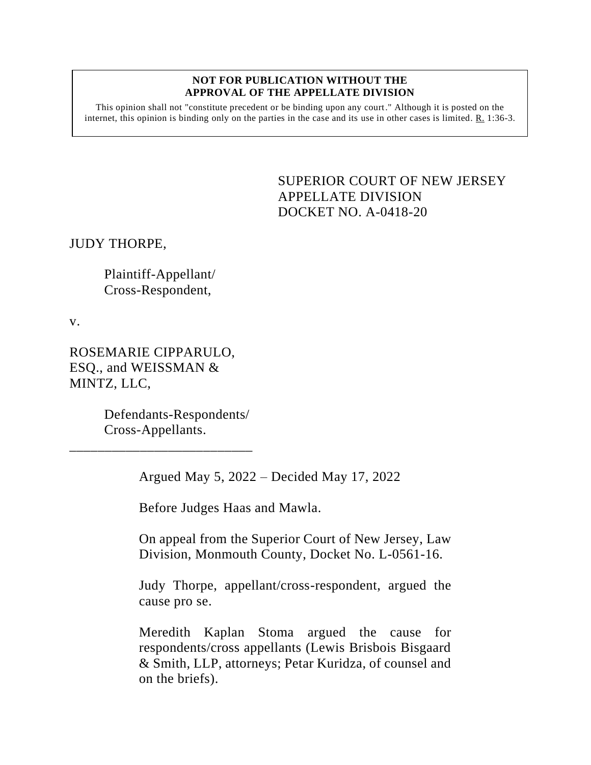**NOT FOR PUBLICATION WITHOUT THE APPROVAL OF THE APPELLATE DIVISION**

This opinion shall not "constitute precedent or be binding upon any court." Although it is posted on the internet, this opinion is binding only on the parties in the case and its use in other cases is limited. R. 1:36-3.

SUPERIOR COURT OF NEW JERSEY
APPELLATE DIVISION
DOCKET NO. A-0418-20

JUDY THORPE,

Plaintiff-Appellant/
Cross-Respondent,

v.

ROSEMARIE CIPPARULO, ESQ., and WEISSMAN & MINTZ, LLC,

Defendants-Respondents/
Cross-Appellants.

\_\_\_\_\_\_\_\_\_\_\_\_\_\_\_\_\_\_\_\_\_\_\_\_\_\_

Argued May 5, 2022 – Decided May 17, 2022

Before Judges Haas and Mawla.

On appeal from the Superior Court of New Jersey, Law Division, Monmouth County, Docket No. L-0561-16.

Judy Thorpe, appellant/cross-respondent, argued the cause pro se.

Meredith Kaplan Stoma argued the cause for respondents/cross appellants (Lewis Brisbois Bisgaard & Smith, LLP, attorneys; Petar Kuridza, of counsel and on the briefs).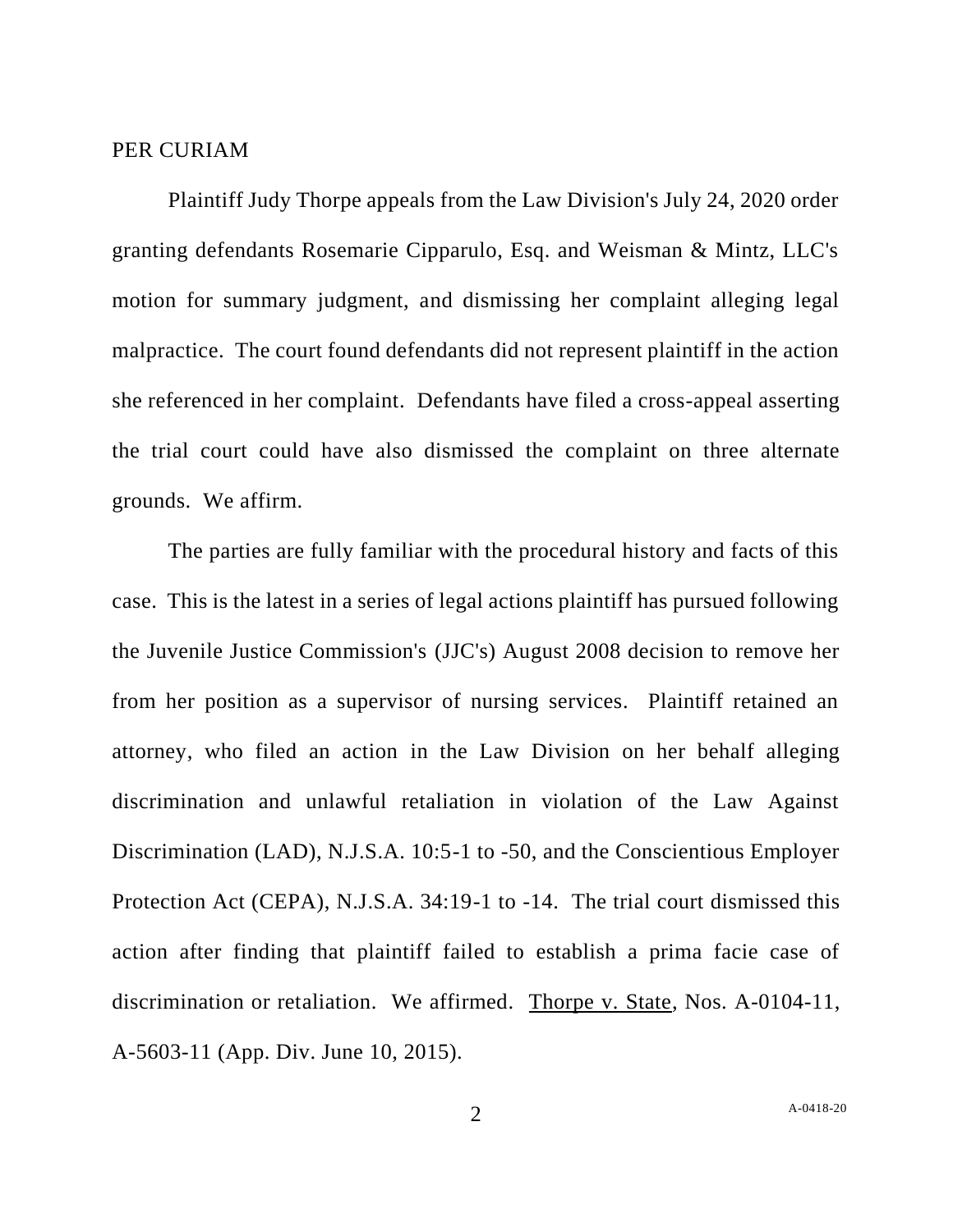PER CURIAM

Plaintiff Judy Thorpe appeals from the Law Division's July 24, 2020 order granting defendants Rosemarie Cipparulo, Esq. and Weisman & Mintz, LLC's motion for summary judgment, and dismissing her complaint alleging legal malpractice. The court found defendants did not represent plaintiff in the action she referenced in her complaint. Defendants have filed a cross-appeal asserting the trial court could have also dismissed the complaint on three alternate grounds. We affirm.

The parties are fully familiar with the procedural history and facts of this case. This is the latest in a series of legal actions plaintiff has pursued following the Juvenile Justice Commission's (JJC's) August 2008 decision to remove her from her position as a supervisor of nursing services. Plaintiff retained an attorney, who filed an action in the Law Division on her behalf alleging discrimination and unlawful retaliation in violation of the Law Against Discrimination (LAD), N.J.S.A. 10:5-1 to -50, and the Conscientious Employer Protection Act (CEPA), N.J.S.A. 34:19-1 to -14. The trial court dismissed this action after finding that plaintiff failed to establish a prima facie case of discrimination or retaliation. We affirmed. Thorpe v. State, Nos. A-0104-11, A-5603-11 (App. Div. June 10, 2015).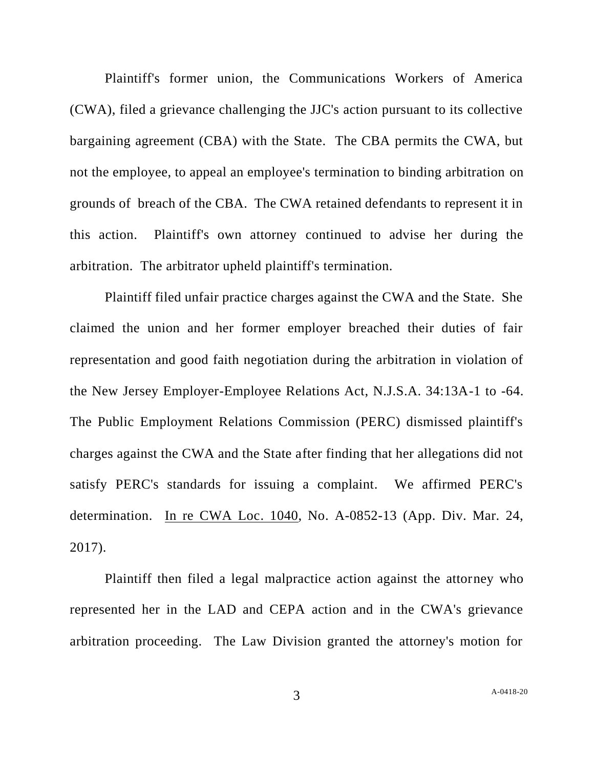Plaintiff's former union, the Communications Workers of America (CWA), filed a grievance challenging the JJC's action pursuant to its collective bargaining agreement (CBA) with the State. The CBA permits the CWA, but not the employee, to appeal an employee's termination to binding arbitration on grounds of breach of the CBA. The CWA retained defendants to represent it in this action. Plaintiff's own attorney continued to advise her during the arbitration. The arbitrator upheld plaintiff's termination.

Plaintiff filed unfair practice charges against the CWA and the State. She claimed the union and her former employer breached their duties of fair representation and good faith negotiation during the arbitration in violation of the New Jersey Employer-Employee Relations Act, N.J.S.A. 34:13A-1 to -64. The Public Employment Relations Commission (PERC) dismissed plaintiff's charges against the CWA and the State after finding that her allegations did not satisfy PERC's standards for issuing a complaint. We affirmed PERC's determination. In re CWA Loc. 1040, No. A-0852-13 (App. Div. Mar. 24, 2017).

Plaintiff then filed a legal malpractice action against the attorney who represented her in the LAD and CEPA action and in the CWA's grievance arbitration proceeding. The Law Division granted the attorney's motion for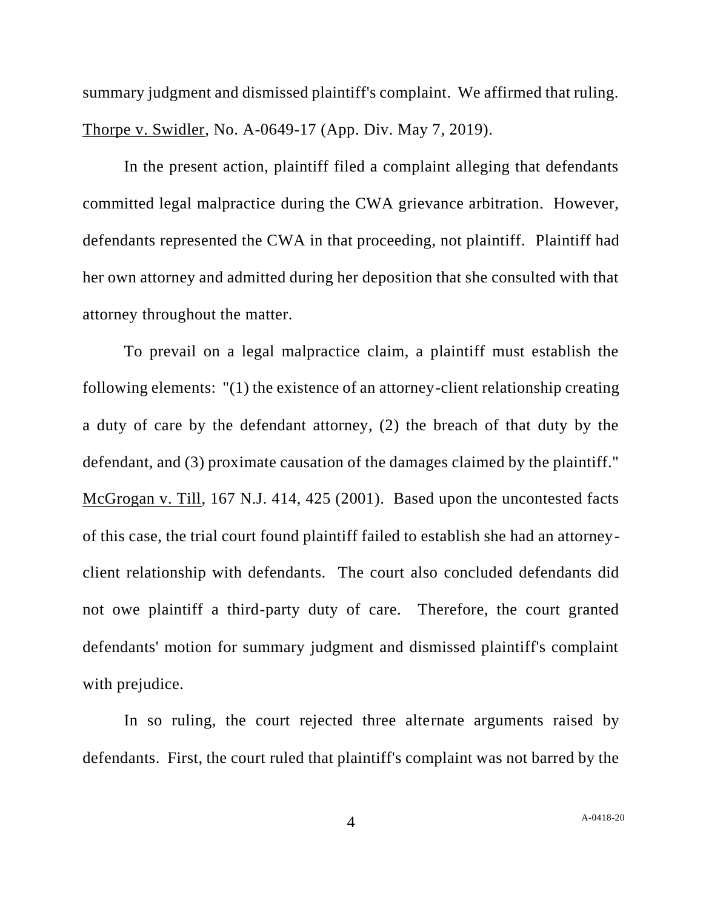summary judgment and dismissed plaintiff's complaint. We affirmed that ruling. Thorpe v. Swidler, No. A-0649-17 (App. Div. May 7, 2019).

In the present action, plaintiff filed a complaint alleging that defendants committed legal malpractice during the CWA grievance arbitration. However, defendants represented the CWA in that proceeding, not plaintiff. Plaintiff had her own attorney and admitted during her deposition that she consulted with that attorney throughout the matter.

To prevail on a legal malpractice claim, a plaintiff must establish the following elements: "(1) the existence of an attorney-client relationship creating a duty of care by the defendant attorney, (2) the breach of that duty by the defendant, and (3) proximate causation of the damages claimed by the plaintiff." McGrogan v. Till, 167 N.J. 414, 425 (2001). Based upon the uncontested facts of this case, the trial court found plaintiff failed to establish she had an attorney-client relationship with defendants. The court also concluded defendants did not owe plaintiff a third-party duty of care. Therefore, the court granted defendants' motion for summary judgment and dismissed plaintiff's complaint with prejudice.

In so ruling, the court rejected three alternate arguments raised by defendants. First, the court ruled that plaintiff's complaint was not barred by the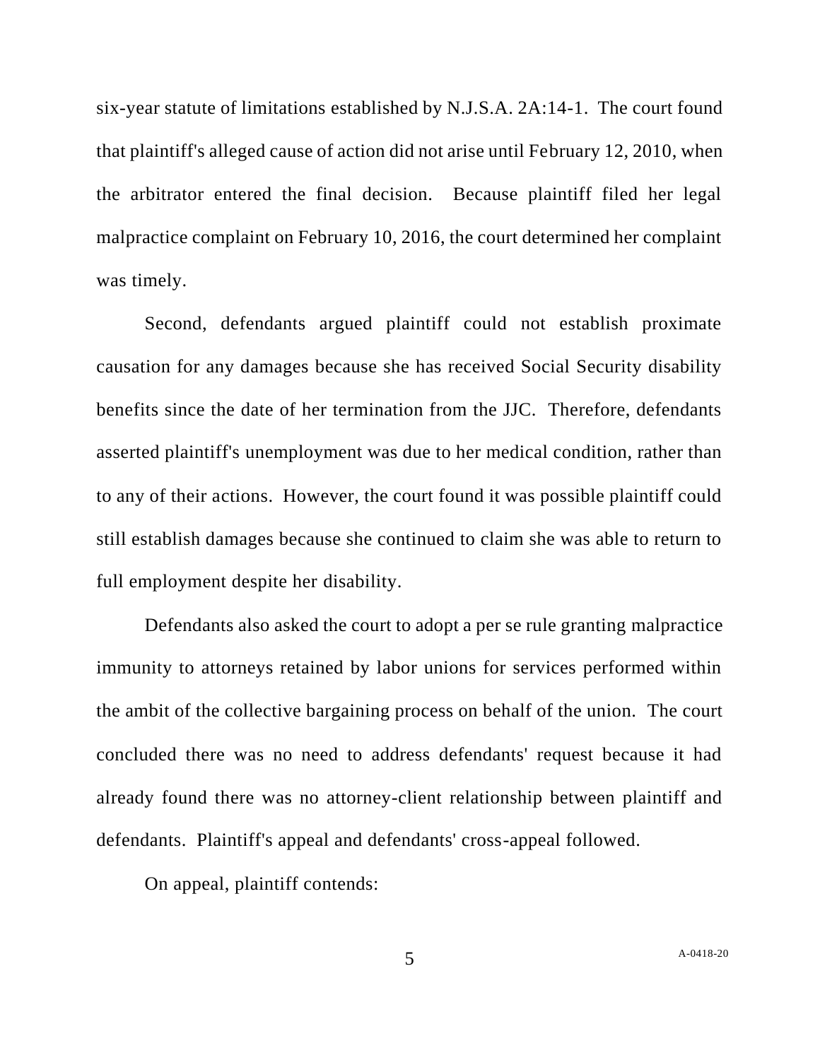six-year statute of limitations established by N.J.S.A. 2A:14-1. The court found that plaintiff's alleged cause of action did not arise until February 12, 2010, when the arbitrator entered the final decision. Because plaintiff filed her legal malpractice complaint on February 10, 2016, the court determined her complaint was timely.

Second, defendants argued plaintiff could not establish proximate causation for any damages because she has received Social Security disability benefits since the date of her termination from the JJC. Therefore, defendants asserted plaintiff's unemployment was due to her medical condition, rather than to any of their actions. However, the court found it was possible plaintiff could still establish damages because she continued to claim she was able to return to full employment despite her disability.

Defendants also asked the court to adopt a per se rule granting malpractice immunity to attorneys retained by labor unions for services performed within the ambit of the collective bargaining process on behalf of the union. The court concluded there was no need to address defendants' request because it had already found there was no attorney-client relationship between plaintiff and defendants. Plaintiff's appeal and defendants' cross-appeal followed.

On appeal, plaintiff contends: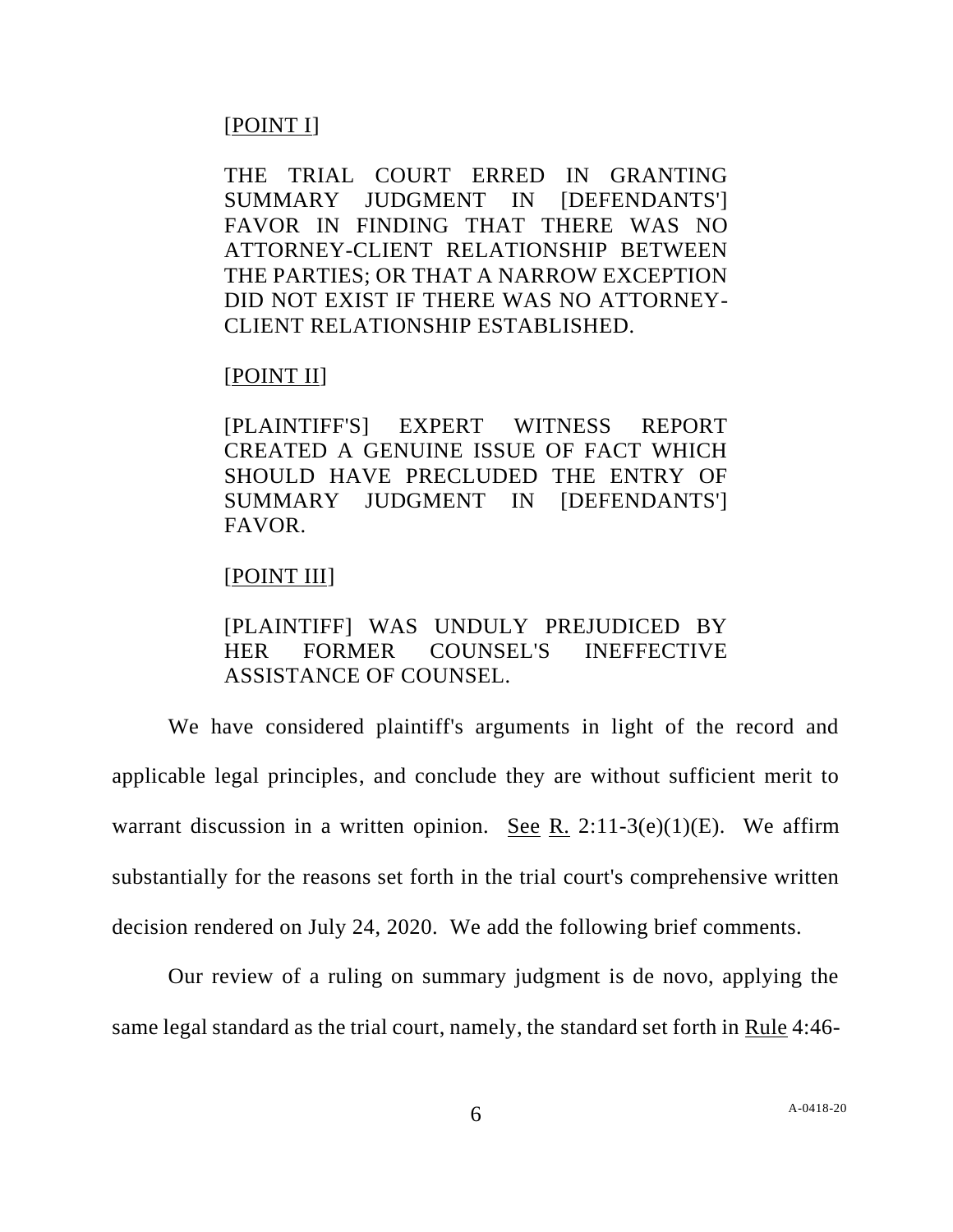[POINT I]

THE TRIAL COURT ERRED IN GRANTING SUMMARY JUDGMENT IN [DEFENDANTS'] FAVOR IN FINDING THAT THERE WAS NO ATTORNEY-CLIENT RELATIONSHIP BETWEEN THE PARTIES; OR THAT A NARROW EXCEPTION DID NOT EXIST IF THERE WAS NO ATTORNEY-CLIENT RELATIONSHIP ESTABLISHED.

[POINT II]

[PLAINTIFF'S] EXPERT WITNESS REPORT CREATED A GENUINE ISSUE OF FACT WHICH SHOULD HAVE PRECLUDED THE ENTRY OF SUMMARY JUDGMENT IN [DEFENDANTS'] FAVOR.

[POINT III]

[PLAINTIFF] WAS UNDULY PREJUDICED BY HER FORMER COUNSEL'S INEFFECTIVE ASSISTANCE OF COUNSEL.

We have considered plaintiff's arguments in light of the record and applicable legal principles, and conclude they are without sufficient merit to warrant discussion in a written opinion. See R. 2:11-3(e)(1)(E). We affirm substantially for the reasons set forth in the trial court's comprehensive written decision rendered on July 24, 2020. We add the following brief comments.

Our review of a ruling on summary judgment is de novo, applying the same legal standard as the trial court, namely, the standard set forth in Rule 4:46-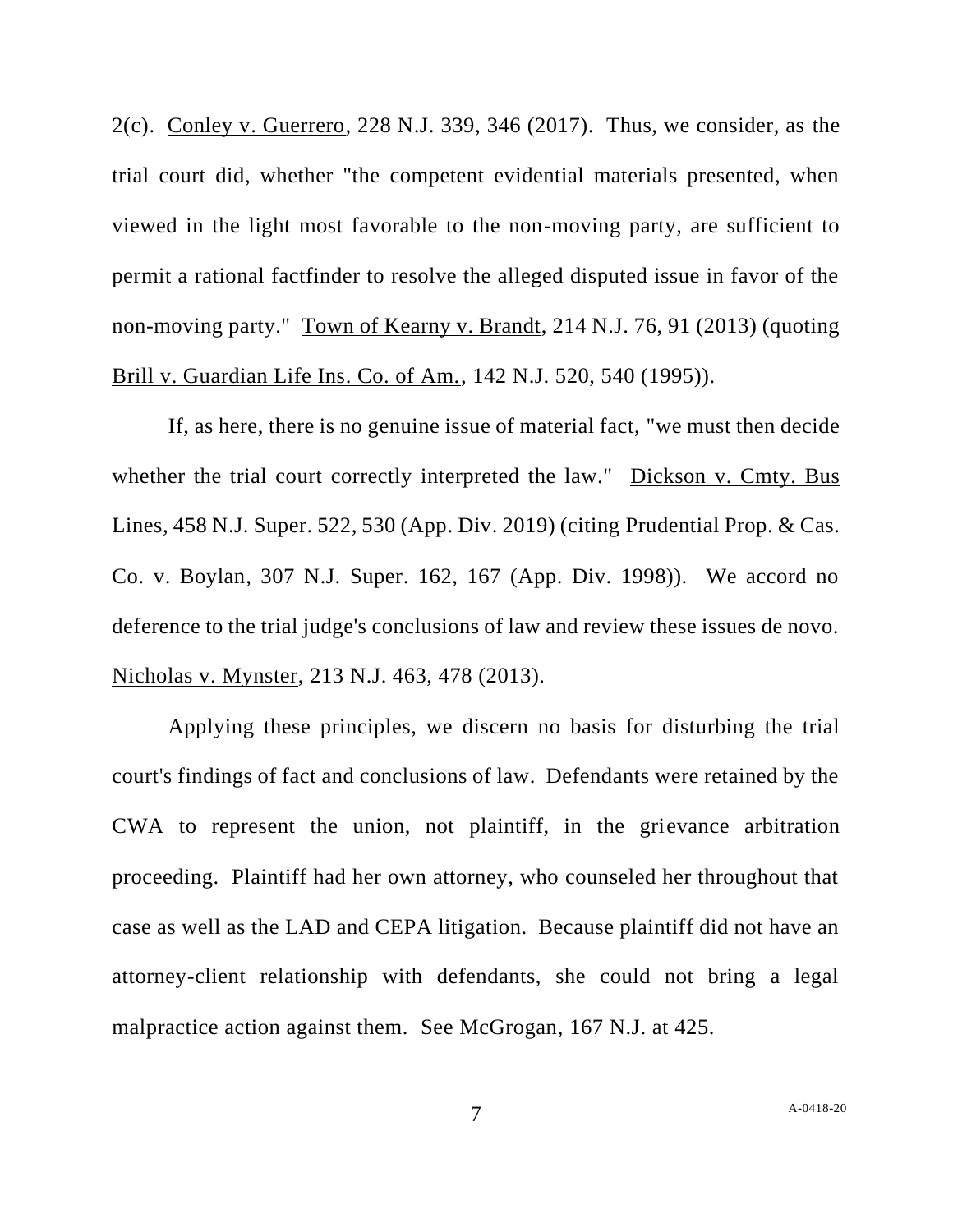2(c). Conley v. Guerrero, 228 N.J. 339, 346 (2017). Thus, we consider, as the trial court did, whether "the competent evidential materials presented, when viewed in the light most favorable to the non-moving party, are sufficient to permit a rational factfinder to resolve the alleged disputed issue in favor of the non-moving party." Town of Kearny v. Brandt, 214 N.J. 76, 91 (2013) (quoting Brill v. Guardian Life Ins. Co. of Am., 142 N.J. 520, 540 (1995)).

If, as here, there is no genuine issue of material fact, "we must then decide whether the trial court correctly interpreted the law." Dickson v. Cmty. Bus Lines, 458 N.J. Super. 522, 530 (App. Div. 2019) (citing Prudential Prop. & Cas. Co. v. Boylan, 307 N.J. Super. 162, 167 (App. Div. 1998)). We accord no deference to the trial judge's conclusions of law and review these issues de novo. Nicholas v. Mynster, 213 N.J. 463, 478 (2013).

Applying these principles, we discern no basis for disturbing the trial court's findings of fact and conclusions of law. Defendants were retained by the CWA to represent the union, not plaintiff, in the grievance arbitration proceeding. Plaintiff had her own attorney, who counseled her throughout that case as well as the LAD and CEPA litigation. Because plaintiff did not have an attorney-client relationship with defendants, she could not bring a legal malpractice action against them. See McGrogan, 167 N.J. at 425.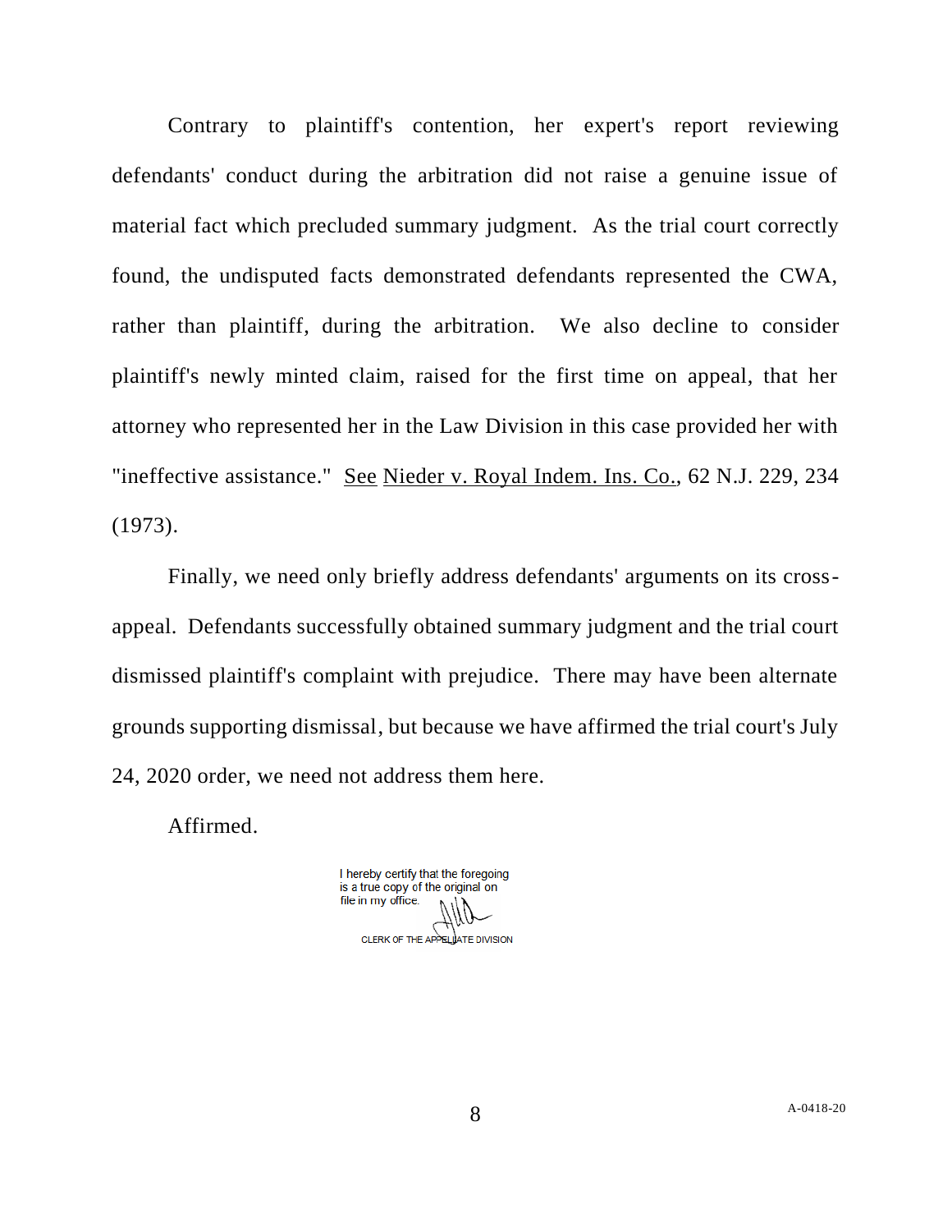Contrary to plaintiff's contention, her expert's report reviewing defendants' conduct during the arbitration did not raise a genuine issue of material fact which precluded summary judgment. As the trial court correctly found, the undisputed facts demonstrated defendants represented the CWA, rather than plaintiff, during the arbitration. We also decline to consider plaintiff's newly minted claim, raised for the first time on appeal, that her attorney who represented her in the Law Division in this case provided her with "ineffective assistance." See Nieder v. Royal Indem. Ins. Co., 62 N.J. 229, 234 (1973).

Finally, we need only briefly address defendants' arguments on its cross-appeal. Defendants successfully obtained summary judgment and the trial court dismissed plaintiff's complaint with prejudice. There may have been alternate grounds supporting dismissal, but because we have affirmed the trial court's July 24, 2020 order, we need not address them here.

Affirmed.

I hereby certify that the foregoing is a true copy of the original on file in my office.

CLERK OF THE APPELLATE DIVISION